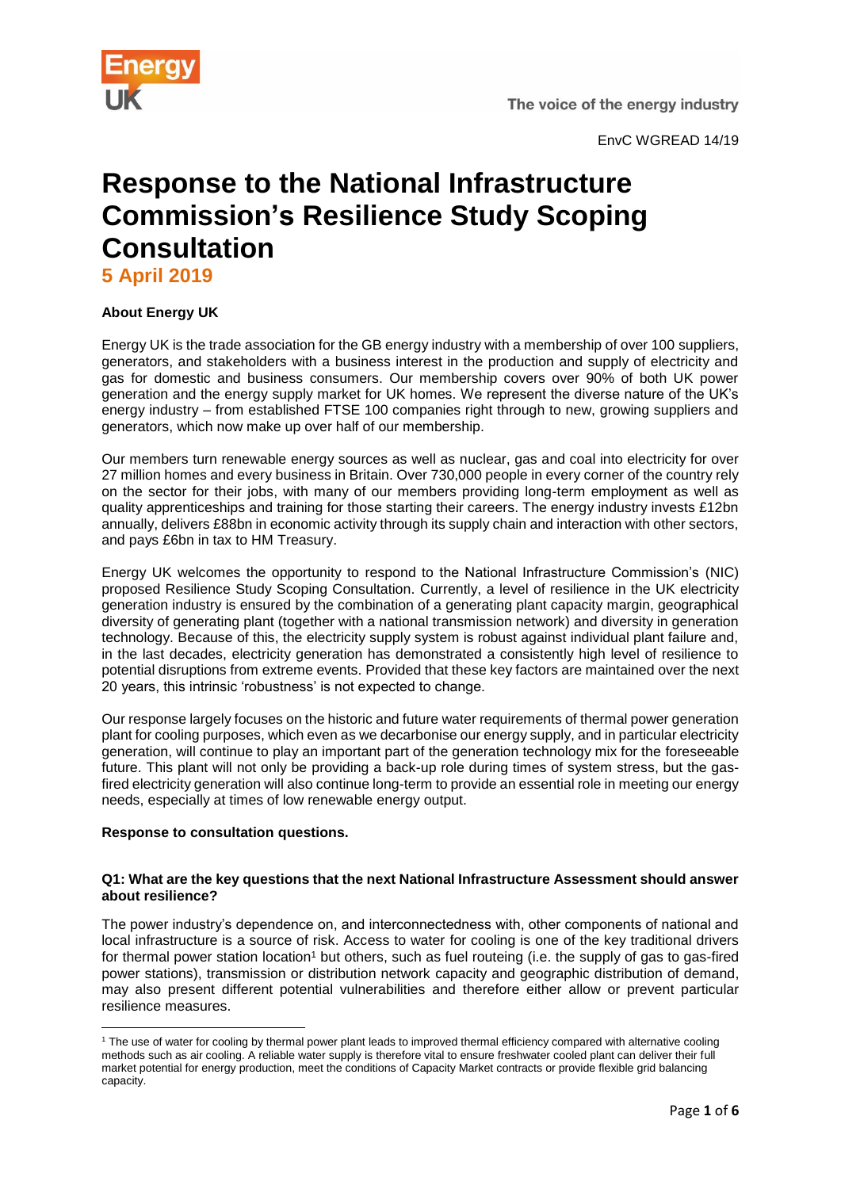EnvC WGREAD 14/19

# Response to the National Infrastructure Commission's Resilience Study Scoping Consultation

## 5 April 2019

**About Energy UK**

Energy UK is the trade association for the GB energy industry with a membership of over 100 suppliers, generators, and stakeholders with a business interest in the production and supply of electricity and gas for domestic and business consumers. Our membership covers over 90% of both UK power generation and the energy supply market for UK homes. We represent the diverse nature of the UK's energy industry – from established FTSE 100 companies right through to new, growing suppliers and generators, which now make up over half of our membership.

Our members turn renewable energy sources as well as nuclear, gas and coal into electricity for over 27 million homes and every business in Britain. Over 730,000 people in every corner of the country rely on the sector for their jobs, with many of our members providing long-term employment as well as quality apprenticeships and training for those starting their careers. The energy industry invests £12bn annually, delivers £88bn in economic activity through its supply chain and interaction with other sectors, and pays £6bn in tax to HM Treasury.

Energy UK welcomes the opportunity to respond to the National Infrastructure Commission's (NIC) proposed Resilience Study Scoping Consultation. Currently, a level of resilience in the UK electricity generation industry is ensured by the combination of a generating plant capacity margin, geographical diversity of generating plant (together with a national transmission network) and diversity in generation technology. Because of this, the electricity supply system is robust against individual plant failure and, in the last decades, electricity generation has demonstrated a consistently high level of resilience to potential disruptions from extreme events. Provided that these key factors are maintained over the next 20 years, this intrinsic 'robustness' is not expected to change.

Our response largely focuses on the historic and future water requirements of thermal power generation plant for cooling purposes, which even as we decarbonise our energy supply, and in particular electricity generation, will continue to play an important part of the generation technology mix for the foreseeable future. This plant will not only be providing a back-up role during times of system stress, but the gas-fired electricity generation will also continue long-term to provide an essential role in meeting our energy needs, especially at times of low renewable energy output.

**Response to consultation questions.**

**Q1: What are the key questions that the next National Infrastructure Assessment should answer about resilience?**

The power industry's dependence on, and interconnectedness with, other components of national and local infrastructure is a source of risk. Access to water for cooling is one of the key traditional drivers for thermal power station location[1] but others, such as fuel routeing (i.e. the supply of gas to gas-fired power stations), transmission or distribution network capacity and geographic distribution of demand, may also present different potential vulnerabilities and therefore either allow or prevent particular resilience measures.

[1] The use of water for cooling by thermal power plant leads to improved thermal efficiency compared with alternative cooling methods such as air cooling. A reliable water supply is therefore vital to ensure freshwater cooled plant can deliver their full market potential for energy production, meet the conditions of Capacity Market contracts or provide flexible grid balancing capacity.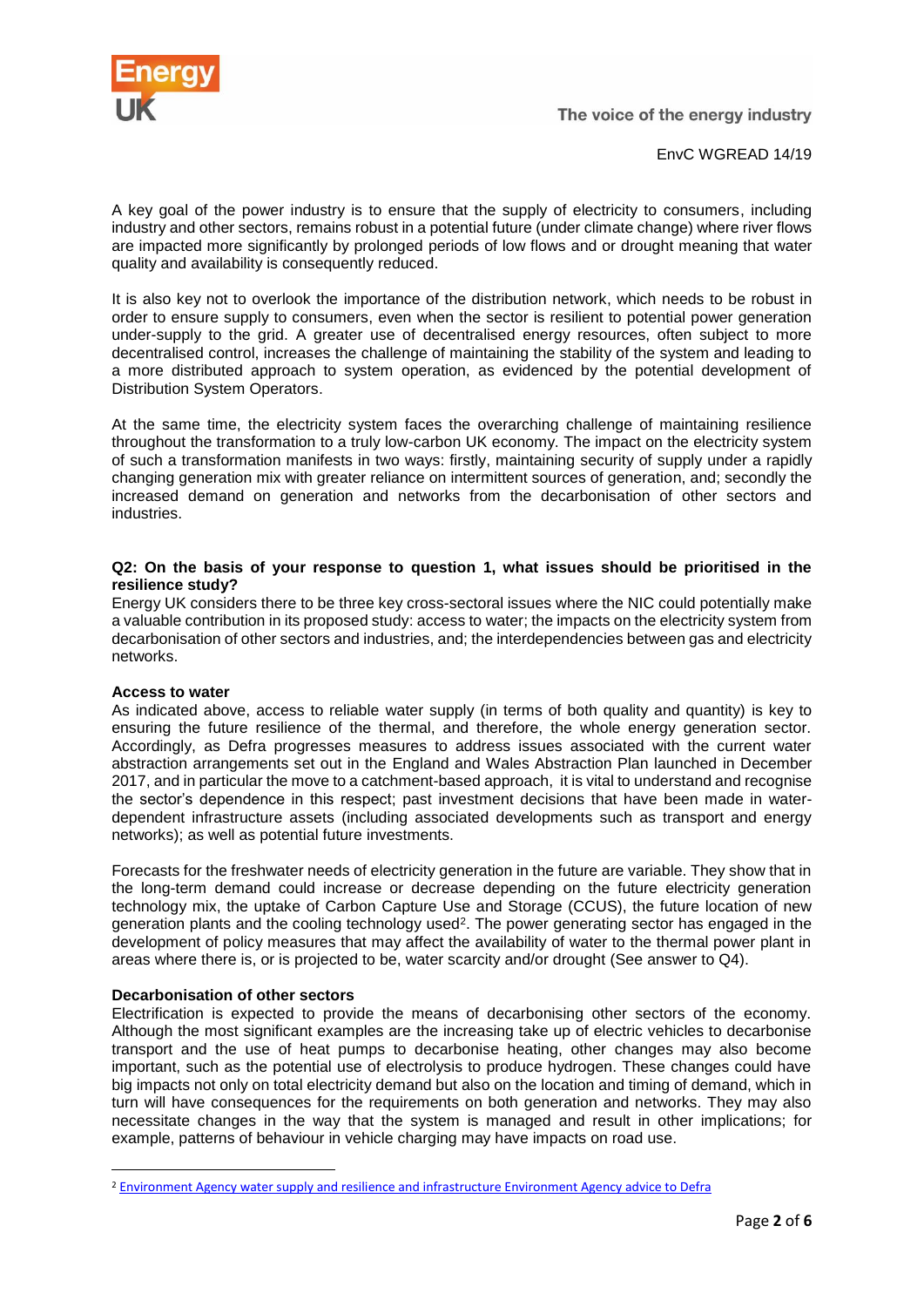A key goal of the power industry is to ensure that the supply of electricity to consumers, including industry and other sectors, remains robust in a potential future (under climate change) where river flows are impacted more significantly by prolonged periods of low flows and or drought meaning that water quality and availability is consequently reduced.

It is also key not to overlook the importance of the distribution network, which needs to be robust in order to ensure supply to consumers, even when the sector is resilient to potential power generation under-supply to the grid. A greater use of decentralised energy resources, often subject to more decentralised control, increases the challenge of maintaining the stability of the system and leading to a more distributed approach to system operation, as evidenced by the potential development of Distribution System Operators.

At the same time, the electricity system faces the overarching challenge of maintaining resilience throughout the transformation to a truly low-carbon UK economy. The impact on the electricity system of such a transformation manifests in two ways: firstly, maintaining security of supply under a rapidly changing generation mix with greater reliance on intermittent sources of generation, and; secondly the increased demand on generation and networks from the decarbonisation of other sectors and industries.

**Q2: On the basis of your response to question 1, what issues should be prioritised in the resilience study?**

Energy UK considers there to be three key cross-sectoral issues where the NIC could potentially make a valuable contribution in its proposed study: access to water; the impacts on the electricity system from decarbonisation of other sectors and industries, and; the interdependencies between gas and electricity networks.

**Access to water**

As indicated above, access to reliable water supply (in terms of both quality and quantity) is key to ensuring the future resilience of the thermal, and therefore, the whole energy generation sector. Accordingly, as Defra progresses measures to address issues associated with the current water abstraction arrangements set out in the England and Wales Abstraction Plan launched in December 2017, and in particular the move to a catchment-based approach, it is vital to understand and recognise the sector's dependence in this respect; past investment decisions that have been made in water-dependent infrastructure assets (including associated developments such as transport and energy networks); as well as potential future investments.

Forecasts for the freshwater needs of electricity generation in the future are variable. They show that in the long-term demand could increase or decrease depending on the future electricity generation technology mix, the uptake of Carbon Capture Use and Storage (CCUS), the future location of new generation plants and the cooling technology used[2]. The power generating sector has engaged in the development of policy measures that may affect the availability of water to the thermal power plant in areas where there is, or is projected to be, water scarcity and/or drought (See answer to Q4).

**Decarbonisation of other sectors**

Electrification is expected to provide the means of decarbonising other sectors of the economy. Although the most significant examples are the increasing take up of electric vehicles to decarbonise transport and the use of heat pumps to decarbonise heating, other changes may also become important, such as the potential use of electrolysis to produce hydrogen. These changes could have big impacts not only on total electricity demand but also on the location and timing of demand, which in turn will have consequences for the requirements on both generation and networks. They may also necessitate changes in the way that the system is managed and result in other implications; for example, patterns of behaviour in vehicle charging may have impacts on road use.

---

[2] Environment Agency water supply and resilience and infrastructure Environment Agency advice to Defra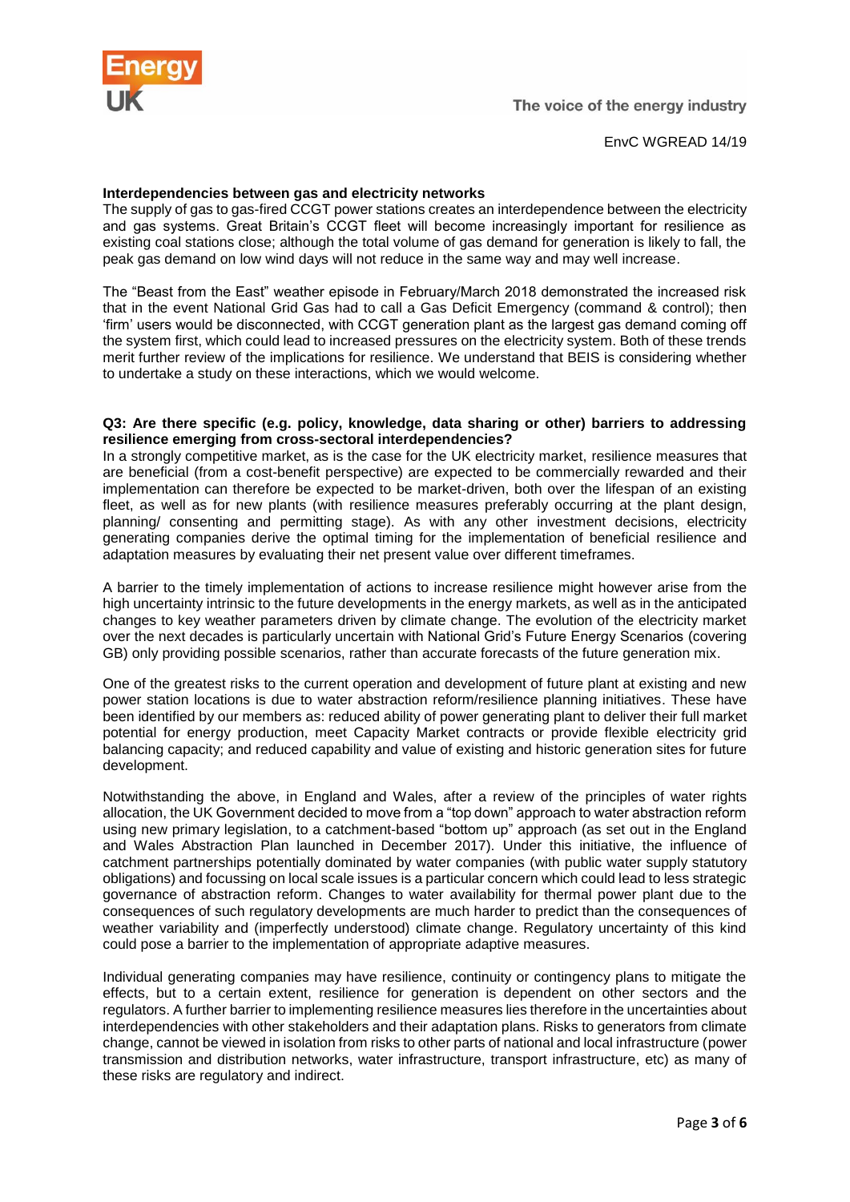**Interdependencies between gas and electricity networks**

The supply of gas to gas-fired CCGT power stations creates an interdependence between the electricity and gas systems. Great Britain's CCGT fleet will become increasingly important for resilience as existing coal stations close; although the total volume of gas demand for generation is likely to fall, the peak gas demand on low wind days will not reduce in the same way and may well increase.

The "Beast from the East" weather episode in February/March 2018 demonstrated the increased risk that in the event National Grid Gas had to call a Gas Deficit Emergency (command & control); then 'firm' users would be disconnected, with CCGT generation plant as the largest gas demand coming off the system first, which could lead to increased pressures on the electricity system. Both of these trends merit further review of the implications for resilience. We understand that BEIS is considering whether to undertake a study on these interactions, which we would welcome.

**Q3: Are there specific (e.g. policy, knowledge, data sharing or other) barriers to addressing resilience emerging from cross-sectoral interdependencies?**

In a strongly competitive market, as is the case for the UK electricity market, resilience measures that are beneficial (from a cost-benefit perspective) are expected to be commercially rewarded and their implementation can therefore be expected to be market-driven, both over the lifespan of an existing fleet, as well as for new plants (with resilience measures preferably occurring at the plant design, planning/ consenting and permitting stage). As with any other investment decisions, electricity generating companies derive the optimal timing for the implementation of beneficial resilience and adaptation measures by evaluating their net present value over different timeframes.

A barrier to the timely implementation of actions to increase resilience might however arise from the high uncertainty intrinsic to the future developments in the energy markets, as well as in the anticipated changes to key weather parameters driven by climate change. The evolution of the electricity market over the next decades is particularly uncertain with National Grid's Future Energy Scenarios (covering GB) only providing possible scenarios, rather than accurate forecasts of the future generation mix.

One of the greatest risks to the current operation and development of future plant at existing and new power station locations is due to water abstraction reform/resilience planning initiatives. These have been identified by our members as: reduced ability of power generating plant to deliver their full market potential for energy production, meet Capacity Market contracts or provide flexible electricity grid balancing capacity; and reduced capability and value of existing and historic generation sites for future development.

Notwithstanding the above, in England and Wales, after a review of the principles of water rights allocation, the UK Government decided to move from a "top down" approach to water abstraction reform using new primary legislation, to a catchment-based "bottom up" approach (as set out in the England and Wales Abstraction Plan launched in December 2017). Under this initiative, the influence of catchment partnerships potentially dominated by water companies (with public water supply statutory obligations) and focussing on local scale issues is a particular concern which could lead to less strategic governance of abstraction reform. Changes to water availability for thermal power plant due to the consequences of such regulatory developments are much harder to predict than the consequences of weather variability and (imperfectly understood) climate change. Regulatory uncertainty of this kind could pose a barrier to the implementation of appropriate adaptive measures.

Individual generating companies may have resilience, continuity or contingency plans to mitigate the effects, but to a certain extent, resilience for generation is dependent on other sectors and the regulators. A further barrier to implementing resilience measures lies therefore in the uncertainties about interdependencies with other stakeholders and their adaptation plans. Risks to generators from climate change, cannot be viewed in isolation from risks to other parts of national and local infrastructure (power transmission and distribution networks, water infrastructure, transport infrastructure, etc) as many of these risks are regulatory and indirect.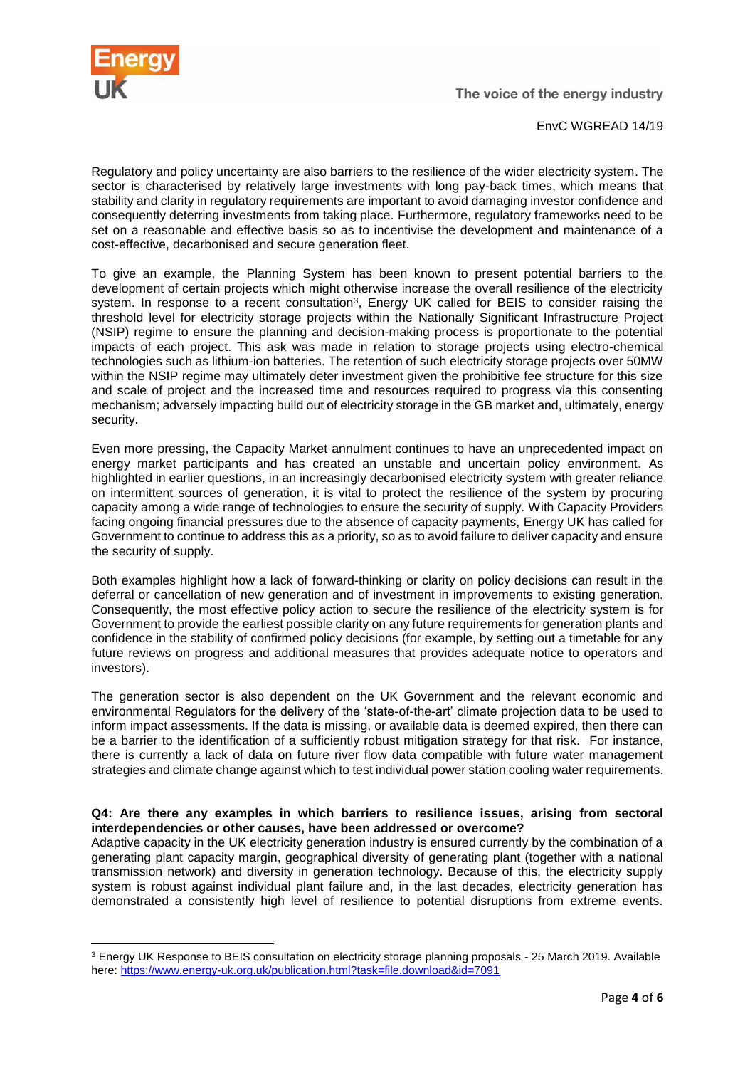Regulatory and policy uncertainty are also barriers to the resilience of the wider electricity system. The sector is characterised by relatively large investments with long pay-back times, which means that stability and clarity in regulatory requirements are important to avoid damaging investor confidence and consequently deterring investments from taking place. Furthermore, regulatory frameworks need to be set on a reasonable and effective basis so as to incentivise the development and maintenance of a cost-effective, decarbonised and secure generation fleet.

To give an example, the Planning System has been known to present potential barriers to the development of certain projects which might otherwise increase the overall resilience of the electricity system. In response to a recent consultation[3], Energy UK called for BEIS to consider raising the threshold level for electricity storage projects within the Nationally Significant Infrastructure Project (NSIP) regime to ensure the planning and decision-making process is proportionate to the potential impacts of each project. This ask was made in relation to storage projects using electro-chemical technologies such as lithium-ion batteries. The retention of such electricity storage projects over 50MW within the NSIP regime may ultimately deter investment given the prohibitive fee structure for this size and scale of project and the increased time and resources required to progress via this consenting mechanism; adversely impacting build out of electricity storage in the GB market and, ultimately, energy security.

Even more pressing, the Capacity Market annulment continues to have an unprecedented impact on energy market participants and has created an unstable and uncertain policy environment. As highlighted in earlier questions, in an increasingly decarbonised electricity system with greater reliance on intermittent sources of generation, it is vital to protect the resilience of the system by procuring capacity among a wide range of technologies to ensure the security of supply. With Capacity Providers facing ongoing financial pressures due to the absence of capacity payments, Energy UK has called for Government to continue to address this as a priority, so as to avoid failure to deliver capacity and ensure the security of supply.

Both examples highlight how a lack of forward-thinking or clarity on policy decisions can result in the deferral or cancellation of new generation and of investment in improvements to existing generation. Consequently, the most effective policy action to secure the resilience of the electricity system is for Government to provide the earliest possible clarity on any future requirements for generation plants and confidence in the stability of confirmed policy decisions (for example, by setting out a timetable for any future reviews on progress and additional measures that provides adequate notice to operators and investors).

The generation sector is also dependent on the UK Government and the relevant economic and environmental Regulators for the delivery of the 'state-of-the-art' climate projection data to be used to inform impact assessments. If the data is missing, or available data is deemed expired, then there can be a barrier to the identification of a sufficiently robust mitigation strategy for that risk. For instance, there is currently a lack of data on future river flow data compatible with future water management strategies and climate change against which to test individual power station cooling water requirements.

**Q4: Are there any examples in which barriers to resilience issues, arising from sectoral interdependencies or other causes, have been addressed or overcome?**

Adaptive capacity in the UK electricity generation industry is ensured currently by the combination of a generating plant capacity margin, geographical diversity of generating plant (together with a national transmission network) and diversity in generation technology. Because of this, the electricity supply system is robust against individual plant failure and, in the last decades, electricity generation has demonstrated a consistently high level of resilience to potential disruptions from extreme events.

---

[3] Energy UK Response to BEIS consultation on electricity storage planning proposals - 25 March 2019. Available here: https://www.energy-uk.org.uk/publication.html?task=file.download&id=7091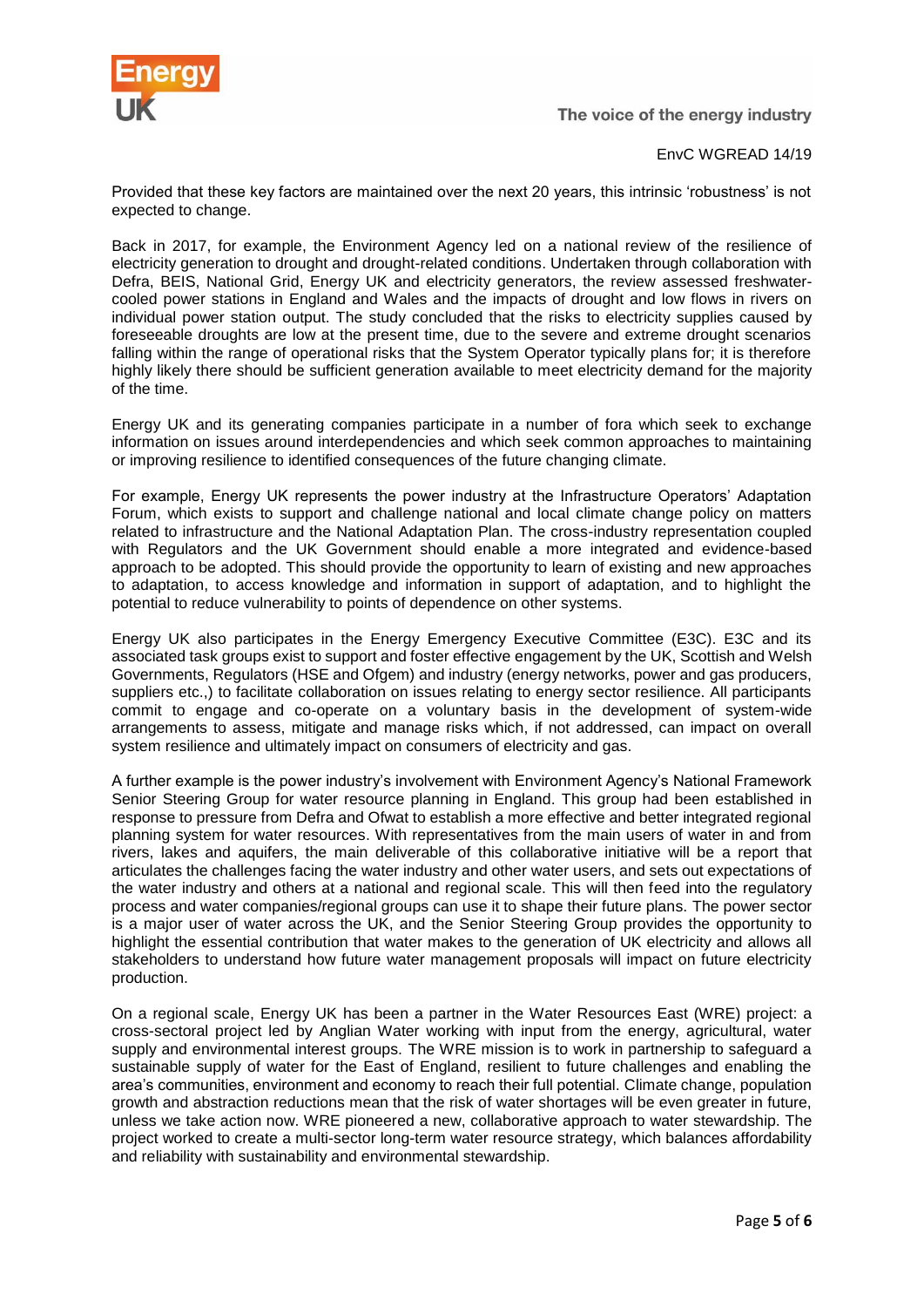Provided that these key factors are maintained over the next 20 years, this intrinsic 'robustness' is not expected to change.

Back in 2017, for example, the Environment Agency led on a national review of the resilience of electricity generation to drought and drought-related conditions. Undertaken through collaboration with Defra, BEIS, National Grid, Energy UK and electricity generators, the review assessed freshwater-cooled power stations in England and Wales and the impacts of drought and low flows in rivers on individual power station output. The study concluded that the risks to electricity supplies caused by foreseeable droughts are low at the present time, due to the severe and extreme drought scenarios falling within the range of operational risks that the System Operator typically plans for; it is therefore highly likely there should be sufficient generation available to meet electricity demand for the majority of the time.

Energy UK and its generating companies participate in a number of fora which seek to exchange information on issues around interdependencies and which seek common approaches to maintaining or improving resilience to identified consequences of the future changing climate.

For example, Energy UK represents the power industry at the Infrastructure Operators' Adaptation Forum, which exists to support and challenge national and local climate change policy on matters related to infrastructure and the National Adaptation Plan. The cross-industry representation coupled with Regulators and the UK Government should enable a more integrated and evidence-based approach to be adopted. This should provide the opportunity to learn of existing and new approaches to adaptation, to access knowledge and information in support of adaptation, and to highlight the potential to reduce vulnerability to points of dependence on other systems.

Energy UK also participates in the Energy Emergency Executive Committee (E3C). E3C and its associated task groups exist to support and foster effective engagement by the UK, Scottish and Welsh Governments, Regulators (HSE and Ofgem) and industry (energy networks, power and gas producers, suppliers etc.,) to facilitate collaboration on issues relating to energy sector resilience. All participants commit to engage and co-operate on a voluntary basis in the development of system-wide arrangements to assess, mitigate and manage risks which, if not addressed, can impact on overall system resilience and ultimately impact on consumers of electricity and gas.

A further example is the power industry's involvement with Environment Agency's National Framework Senior Steering Group for water resource planning in England. This group had been established in response to pressure from Defra and Ofwat to establish a more effective and better integrated regional planning system for water resources. With representatives from the main users of water in and from rivers, lakes and aquifers, the main deliverable of this collaborative initiative will be a report that articulates the challenges facing the water industry and other water users, and sets out expectations of the water industry and others at a national and regional scale. This will then feed into the regulatory process and water companies/regional groups can use it to shape their future plans. The power sector is a major user of water across the UK, and the Senior Steering Group provides the opportunity to highlight the essential contribution that water makes to the generation of UK electricity and allows all stakeholders to understand how future water management proposals will impact on future electricity production.

On a regional scale, Energy UK has been a partner in the Water Resources East (WRE) project: a cross-sectoral project led by Anglian Water working with input from the energy, agricultural, water supply and environmental interest groups. The WRE mission is to work in partnership to safeguard a sustainable supply of water for the East of England, resilient to future challenges and enabling the area's communities, environment and economy to reach their full potential. Climate change, population growth and abstraction reductions mean that the risk of water shortages will be even greater in future, unless we take action now. WRE pioneered a new, collaborative approach to water stewardship. The project worked to create a multi-sector long-term water resource strategy, which balances affordability and reliability with sustainability and environmental stewardship.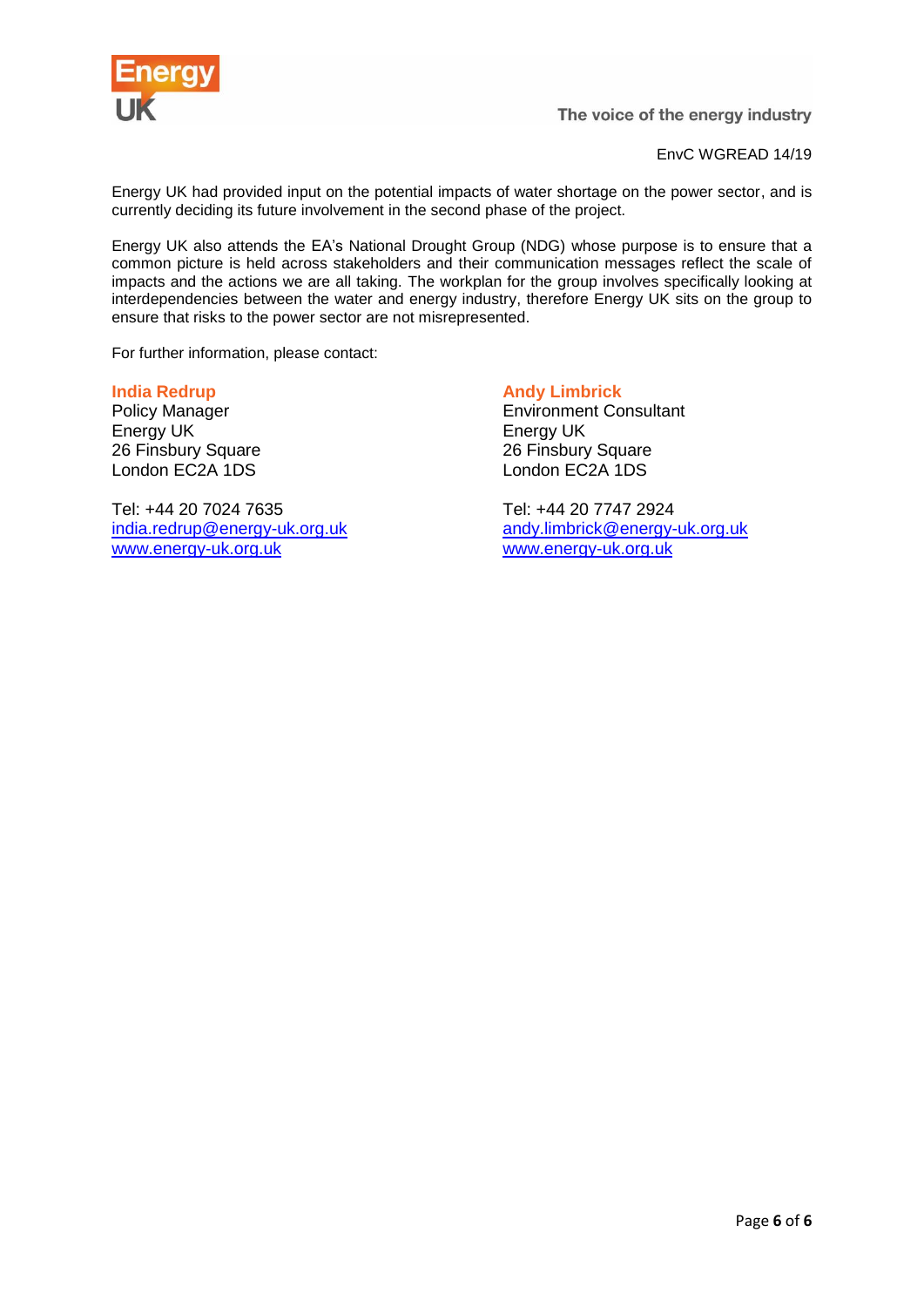Energy UK had provided input on the potential impacts of water shortage on the power sector, and is currently deciding its future involvement in the second phase of the project.

Energy UK also attends the EA's National Drought Group (NDG) whose purpose is to ensure that a common picture is held across stakeholders and their communication messages reflect the scale of impacts and the actions we are all taking. The workplan for the group involves specifically looking at interdependencies between the water and energy industry, therefore Energy UK sits on the group to ensure that risks to the power sector are not misrepresented.

For further information, please contact:

**India Redrup**
Policy Manager
Energy UK
26 Finsbury Square
London EC2A 1DS

Tel: +44 20 7024 7635
india.redrup@energy-uk.org.uk
www.energy-uk.org.uk

**Andy Limbrick**
Environment Consultant
Energy UK
26 Finsbury Square
London EC2A 1DS

Tel: +44 20 7747 2924
andy.limbrick@energy-uk.org.uk
www.energy-uk.org.uk